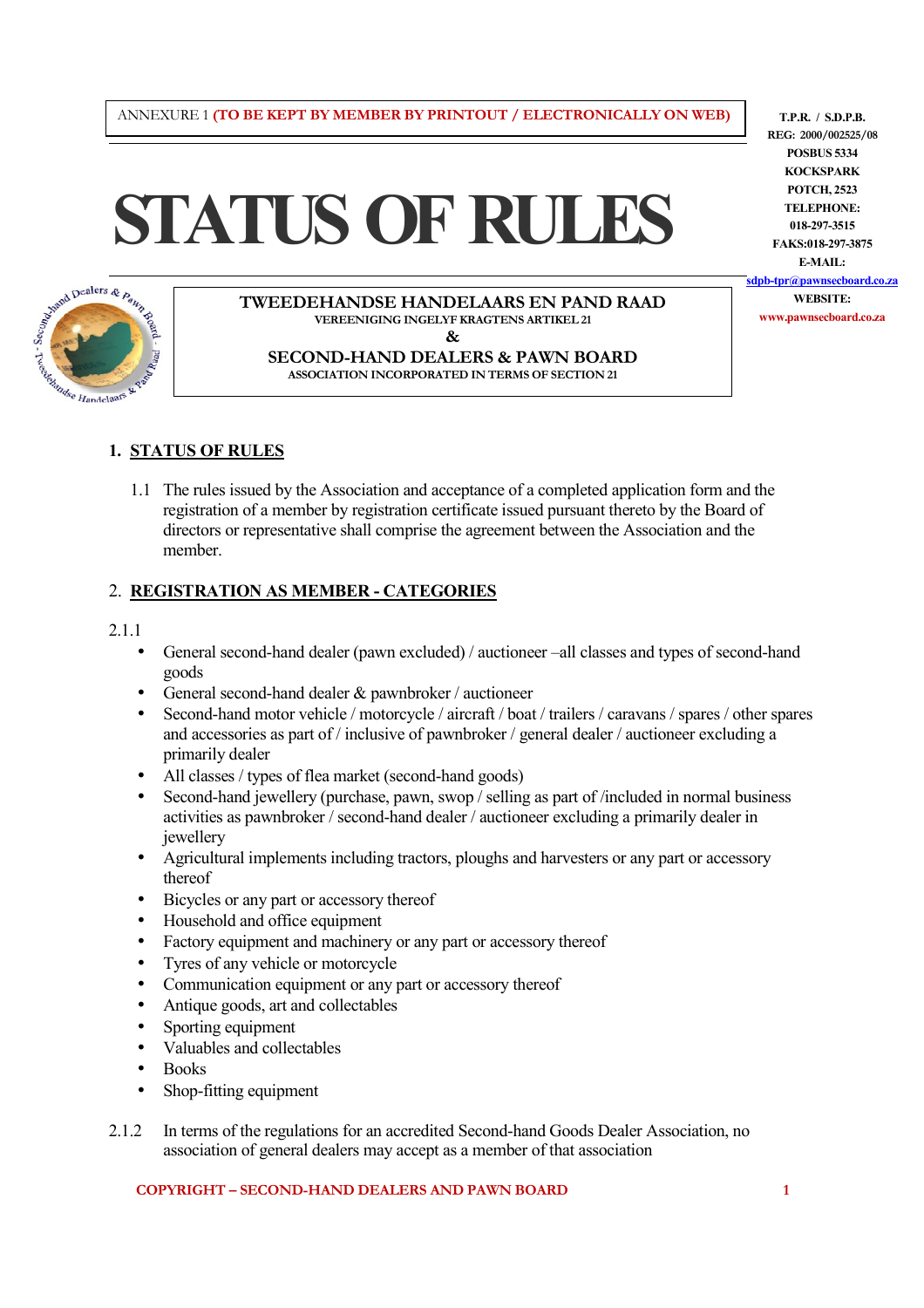ANNEXURE 1 **(TO BE KEPT BY MEMBER BY PRINTOUT / ELECTRONICALLY ON WEB)**

**T.P.R. / S.D.P.B.**
**REG: 2000/002525/08**
**POSBUS 5334**
**KOCKSPARK**
**POTCH, 2523**
**TELEPHONE:**
**018-297-3515**
**FAKS:018-297-3875**
**E-MAIL:**
**sdpb-tpr@pawnsecboard.co.za**
**WEBSITE:**
**www.pawnsecboard.co.za**

# STATUS OF RULES

**TWEEDEHANDSE HANDELAARS EN PAND RAAD**
**VEREENIGING INGELYF KRAGTENS ARTIKEL 21**
**&**
**SECOND-HAND DEALERS & PAWN BOARD**
**ASSOCIATION INCORPORATED IN TERMS OF SECTION 21**

## 1. STATUS OF RULES

1.1 The rules issued by the Association and acceptance of a completed application form and the registration of a member by registration certificate issued pursuant thereto by the Board of directors or representative shall comprise the agreement between the Association and the member.

## 2. REGISTRATION AS MEMBER - CATEGORIES

2.1.1

- General second-hand dealer (pawn excluded) / auctioneer –all classes and types of second-hand goods
- General second-hand dealer & pawnbroker / auctioneer
- Second-hand motor vehicle / motorcycle / aircraft / boat / trailers / caravans / spares / other spares and accessories as part of / inclusive of pawnbroker / general dealer / auctioneer excluding a primarily dealer
- All classes / types of flea market (second-hand goods)
- Second-hand jewellery (purchase, pawn, swop / selling as part of /included in normal business activities as pawnbroker / second-hand dealer / auctioneer excluding a primarily dealer in jewellery
- Agricultural implements including tractors, ploughs and harvesters or any part or accessory thereof
- Bicycles or any part or accessory thereof
- Household and office equipment
- Factory equipment and machinery or any part or accessory thereof
- Tyres of any vehicle or motorcycle
- Communication equipment or any part or accessory thereof
- Antique goods, art and collectables
- Sporting equipment
- Valuables and collectables
- Books
- Shop-fitting equipment

2.1.2 In terms of the regulations for an accredited Second-hand Goods Dealer Association, no association of general dealers may accept as a member of that association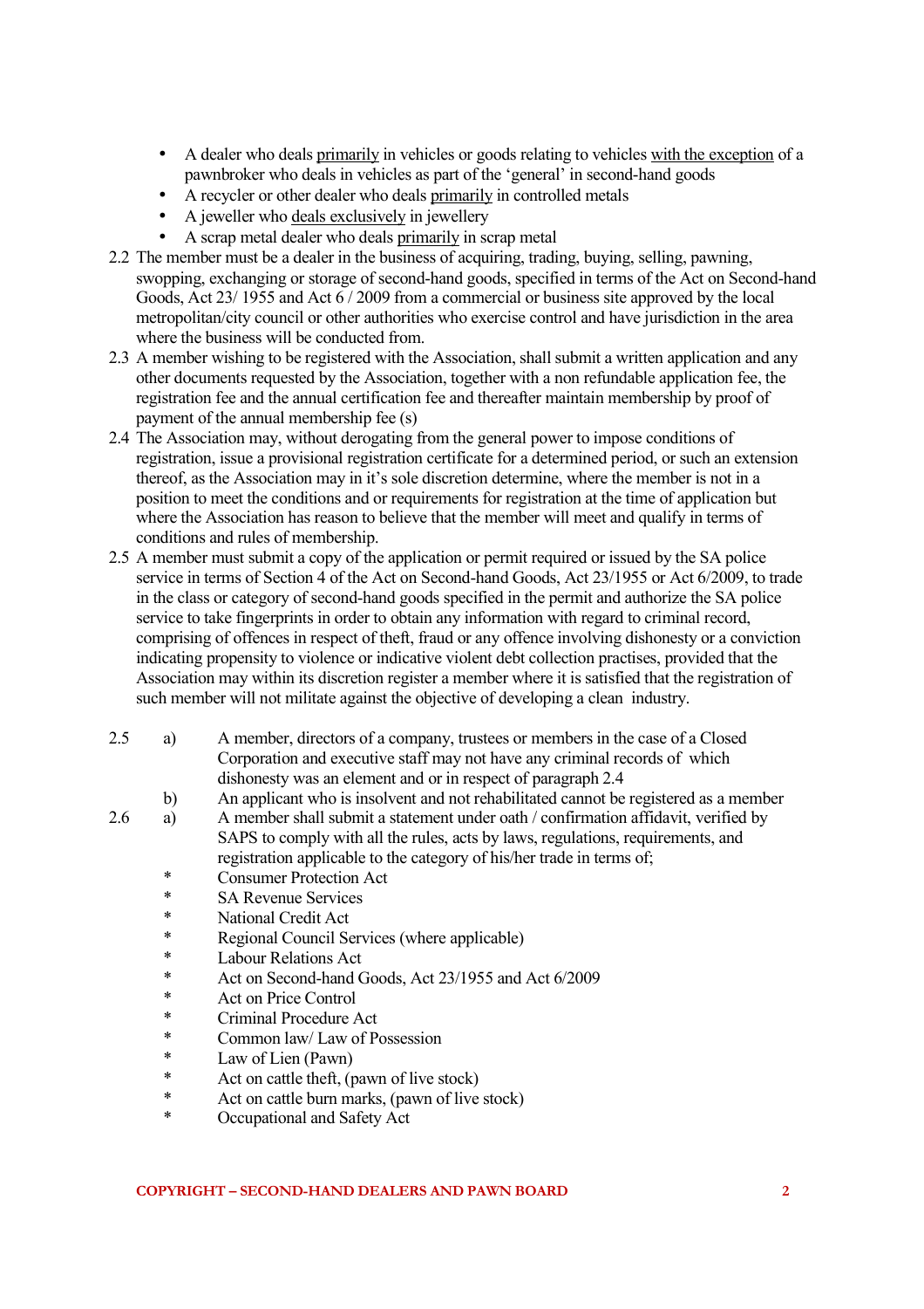- A dealer who deals <u>primarily</u> in vehicles or goods relating to vehicles <u>with the exception</u> of a pawnbroker who deals in vehicles as part of the 'general' in second-hand goods
- A recycler or other dealer who deals <u>primarily</u> in controlled metals
- A jeweller who <u>deals exclusively</u> in jewellery
- A scrap metal dealer who deals <u>primarily</u> in scrap metal

2.2 The member must be a dealer in the business of acquiring, trading, buying, selling, pawning, swopping, exchanging or storage of second-hand goods, specified in terms of the Act on Second-hand Goods, Act 23/ 1955 and Act 6 / 2009 from a commercial or business site approved by the local metropolitan/city council or other authorities who exercise control and have jurisdiction in the area where the business will be conducted from.

2.3 A member wishing to be registered with the Association, shall submit a written application and any other documents requested by the Association, together with a non refundable application fee, the registration fee and the annual certification fee and thereafter maintain membership by proof of payment of the annual membership fee (s)

2.4 The Association may, without derogating from the general power to impose conditions of registration, issue a provisional registration certificate for a determined period, or such an extension thereof, as the Association may in it's sole discretion determine, where the member is not in a position to meet the conditions and or requirements for registration at the time of application but where the Association has reason to believe that the member will meet and qualify in terms of conditions and rules of membership.

2.5 A member must submit a copy of the application or permit required or issued by the SA police service in terms of Section 4 of the Act on Second-hand Goods, Act 23/1955 or Act 6/2009, to trade in the class or category of second-hand goods specified in the permit and authorize the SA police service to take fingerprints in order to obtain any information with regard to criminal record, comprising of offences in respect of theft, fraud or any offence involving dishonesty or a conviction indicating propensity to violence or indicative violent debt collection practises, provided that the Association may within its discretion register a member where it is satisfied that the registration of such member will not militate against the objective of developing a clean industry.

2.5 a) A member, directors of a company, trustees or members in the case of a Closed Corporation and executive staff may not have any criminal records of which dishonesty was an element and or in respect of paragraph 2.4

b) An applicant who is insolvent and not rehabilitated cannot be registered as a member

2.6 a) A member shall submit a statement under oath / confirmation affidavit, verified by SAPS to comply with all the rules, acts by laws, regulations, requirements, and registration applicable to the category of his/her trade in terms of;

- Consumer Protection Act
- SA Revenue Services
- National Credit Act
- Regional Council Services (where applicable)
- Labour Relations Act
- Act on Second-hand Goods, Act 23/1955 and Act 6/2009
- Act on Price Control
- Criminal Procedure Act
- Common law/ Law of Possession
- Law of Lien (Pawn)
- Act on cattle theft, (pawn of live stock)
- Act on cattle burn marks, (pawn of live stock)
- Occupational and Safety Act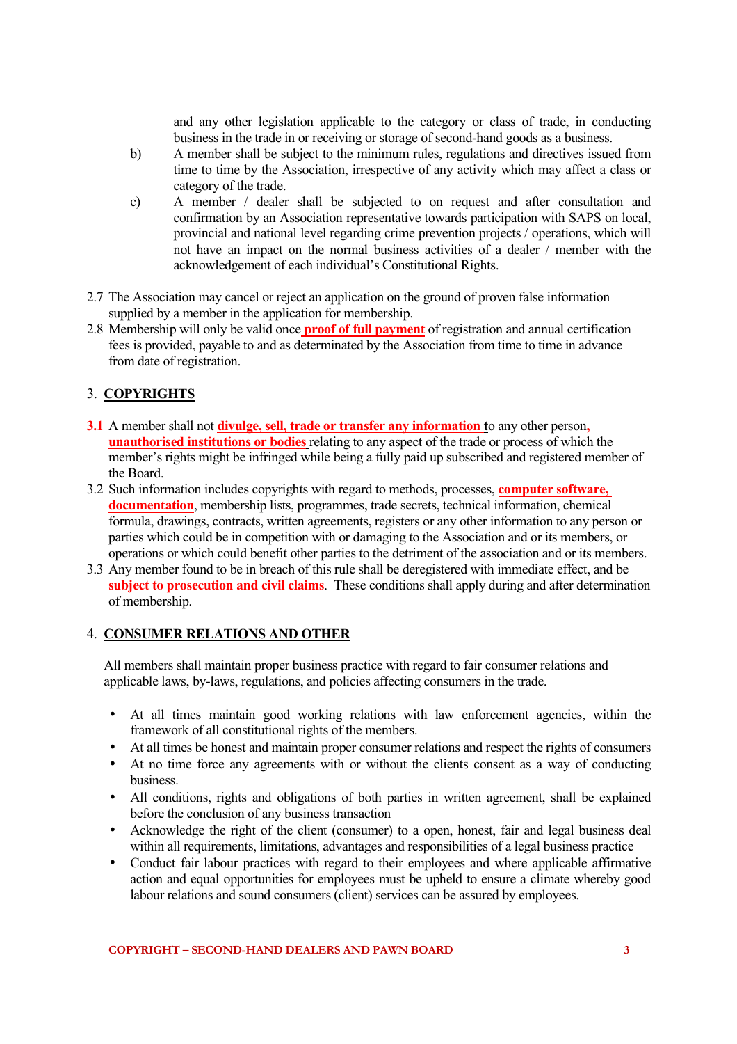and any other legislation applicable to the category or class of trade, in conducting business in the trade in or receiving or storage of second-hand goods as a business.

b) A member shall be subject to the minimum rules, regulations and directives issued from time to time by the Association, irrespective of any activity which may affect a class or category of the trade.

c) A member / dealer shall be subjected to on request and after consultation and confirmation by an Association representative towards participation with SAPS on local, provincial and national level regarding crime prevention projects / operations, which will not have an impact on the normal business activities of a dealer / member with the acknowledgement of each individual's Constitutional Rights.

2.7 The Association may cancel or reject an application on the ground of proven false information supplied by a member in the application for membership.

2.8 Membership will only be valid once **proof of full payment** of registration and annual certification fees is provided, payable to and as determined by the Association from time to time in advance from date of registration.

## 3. COPYRIGHTS

**3.1** A member shall not **divulge, sell, trade or transfer any information** to any other person, **unauthorised institutions or bodies** relating to any aspect of the trade or process of which the member's rights might be infringed while being a fully paid up subscribed and registered member of the Board.

3.2 Such information includes copyrights with regard to methods, processes, **computer software, documentation**, membership lists, programmes, trade secrets, technical information, chemical formula, drawings, contracts, written agreements, registers or any other information to any person or parties which could be in competition with or damaging to the Association and or its members, or operations or which could benefit other parties to the detriment of the association and or its members.

3.3 Any member found to be in breach of this rule shall be deregistered with immediate effect, and be **subject to prosecution and civil claims**. These conditions shall apply during and after determination of membership.

## 4. CONSUMER RELATIONS AND OTHER

All members shall maintain proper business practice with regard to fair consumer relations and applicable laws, by-laws, regulations, and policies affecting consumers in the trade.

- At all times maintain good working relations with law enforcement agencies, within the framework of all constitutional rights of the members.
- At all times be honest and maintain proper consumer relations and respect the rights of consumers
- At no time force any agreements with or without the clients consent as a way of conducting business.
- All conditions, rights and obligations of both parties in written agreement, shall be explained before the conclusion of any business transaction
- Acknowledge the right of the client (consumer) to a open, honest, fair and legal business deal within all requirements, limitations, advantages and responsibilities of a legal business practice
- Conduct fair labour practices with regard to their employees and where applicable affirmative action and equal opportunities for employees must be upheld to ensure a climate whereby good labour relations and sound consumers (client) services can be assured by employees.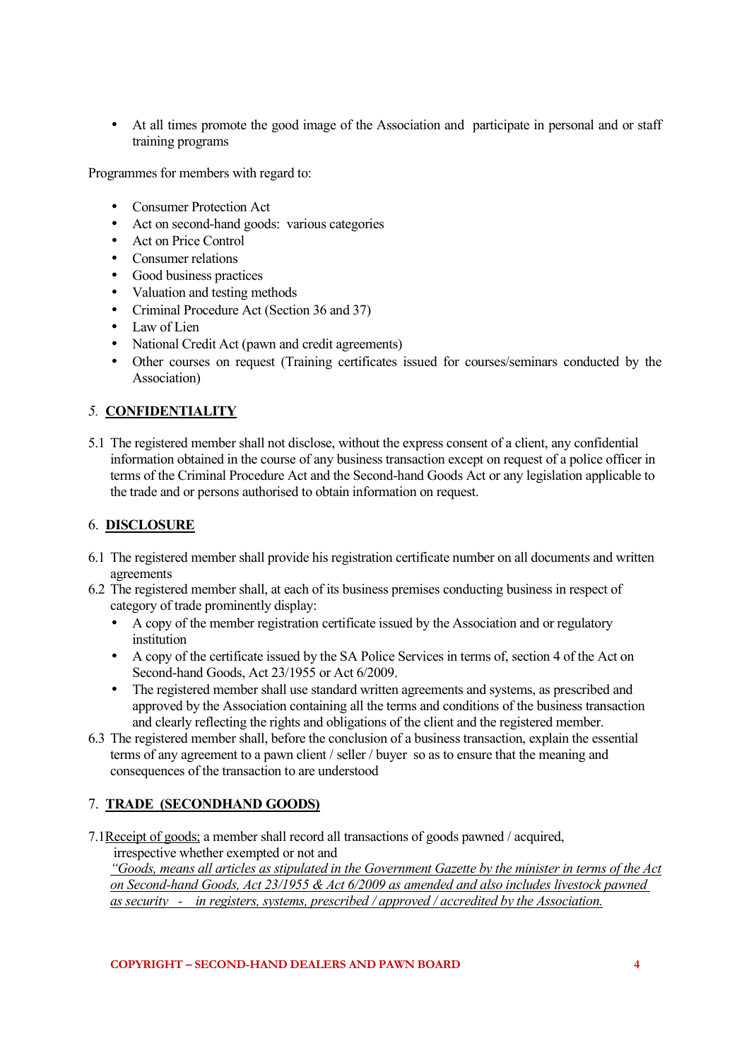- At all times promote the good image of the Association and participate in personal and or staff training programs

Programmes for members with regard to:

- Consumer Protection Act
- Act on second-hand goods: various categories
- Act on Price Control
- Consumer relations
- Good business practices
- Valuation and testing methods
- Criminal Procedure Act (Section 36 and 37)
- Law of Lien
- National Credit Act (pawn and credit agreements)
- Other courses on request (Training certificates issued for courses/seminars conducted by the Association)

## *5.* **<u>CONFIDENTIALITY</u>**

5.1 The registered member shall not disclose, without the express consent of a client, any confidential information obtained in the course of any business transaction except on request of a police officer in terms of the Criminal Procedure Act and the Second-hand Goods Act or any legislation applicable to the trade and or persons authorised to obtain information on request.

## 6. **<u>DISCLOSURE</u>**

6.1 The registered member shall provide his registration certificate number on all documents and written agreements

6.2 The registered member shall, at each of its business premises conducting business in respect of category of trade prominently display:

- A copy of the member registration certificate issued by the Association and or regulatory institution
- A copy of the certificate issued by the SA Police Services in terms of, section 4 of the Act on Second-hand Goods, Act 23/1955 or Act 6/2009.
- The registered member shall use standard written agreements and systems, as prescribed and approved by the Association containing all the terms and conditions of the business transaction and clearly reflecting the rights and obligations of the client and the registered member.

6.3 The registered member shall, before the conclusion of a business transaction, explain the essential terms of any agreement to a pawn client / seller / buyer so as to ensure that the meaning and consequences of the transaction to are understood

## 7. **<u>TRADE (SECONDHAND GOODS)</u>**

7.1<u>Receipt of goods;</u> a member shall record all transactions of goods pawned / acquired, irrespective whether exempted or not and *<u>"Goods, means all articles as stipulated in the Government Gazette by the minister in terms of the Act on Second-hand Goods, Act 23/1955 & Act 6/2009 as amended and also includes livestock pawned as security - in registers, systems, prescribed / approved / accredited by the Association.</u>*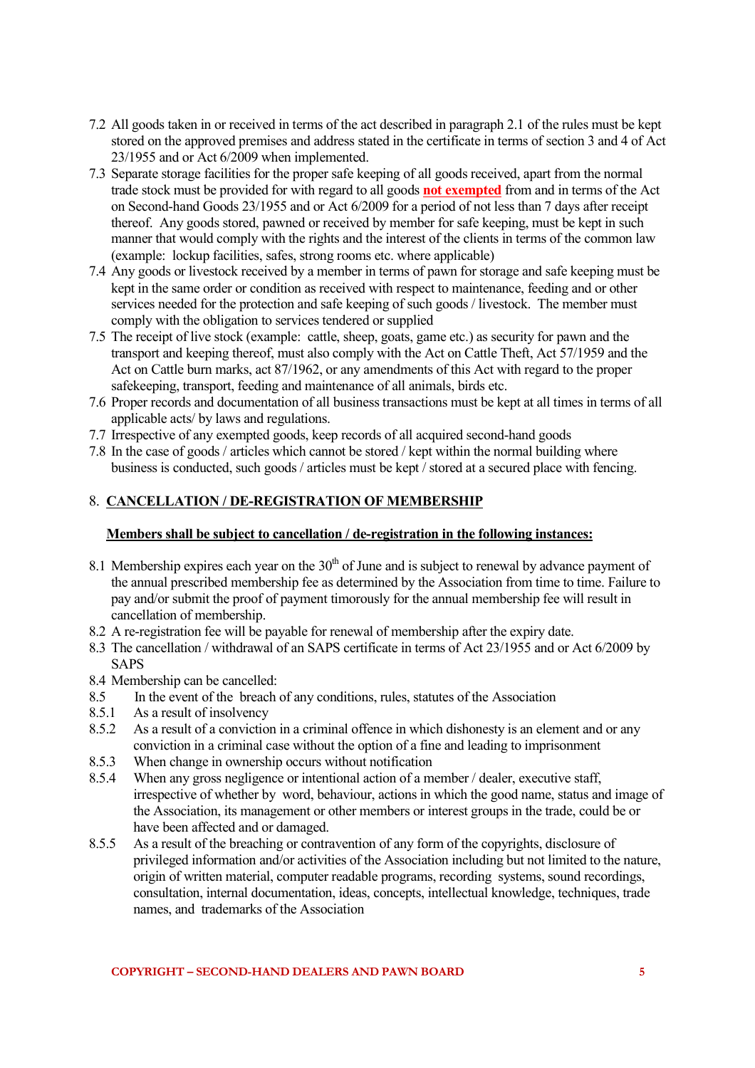7.2 All goods taken in or received in terms of the act described in paragraph 2.1 of the rules must be kept stored on the approved premises and address stated in the certificate in terms of section 3 and 4 of Act 23/1955 and or Act 6/2009 when implemented.

7.3 Separate storage facilities for the proper safe keeping of all goods received, apart from the normal trade stock must be provided for with regard to all goods **not exempted** from and in terms of the Act on Second-hand Goods 23/1955 and or Act 6/2009 for a period of not less than 7 days after receipt thereof. Any goods stored, pawned or received by member for safe keeping, must be kept in such manner that would comply with the rights and the interest of the clients in terms of the common law (example: lockup facilities, safes, strong rooms etc. where applicable)

7.4 Any goods or livestock received by a member in terms of pawn for storage and safe keeping must be kept in the same order or condition as received with respect to maintenance, feeding and or other services needed for the protection and safe keeping of such goods / livestock. The member must comply with the obligation to services tendered or supplied

7.5 The receipt of live stock (example: cattle, sheep, goats, game etc.) as security for pawn and the transport and keeping thereof, must also comply with the Act on Cattle Theft, Act 57/1959 and the Act on Cattle burn marks, act 87/1962, or any amendments of this Act with regard to the proper safekeeping, transport, feeding and maintenance of all animals, birds etc.

7.6 Proper records and documentation of all business transactions must be kept at all times in terms of all applicable acts/ by laws and regulations.

7.7 Irrespective of any exempted goods, keep records of all acquired second-hand goods

7.8 In the case of goods / articles which cannot be stored / kept within the normal building where business is conducted, such goods / articles must be kept / stored at a secured place with fencing.

## 8. CANCELLATION / DE-REGISTRATION OF MEMBERSHIP

**Members shall be subject to cancellation / de-registration in the following instances:**

8.1 Membership expires each year on the 30th of June and is subject to renewal by advance payment of the annual prescribed membership fee as determined by the Association from time to time. Failure to pay and/or submit the proof of payment timorously for the annual membership fee will result in cancellation of membership.

8.2 A re-registration fee will be payable for renewal of membership after the expiry date.

8.3 The cancellation / withdrawal of an SAPS certificate in terms of Act 23/1955 and or Act 6/2009 by SAPS

8.4 Membership can be cancelled:

8.5 In the event of the breach of any conditions, rules, statutes of the Association

8.5.1 As a result of insolvency

8.5.2 As a result of a conviction in a criminal offence in which dishonesty is an element and or any conviction in a criminal case without the option of a fine and leading to imprisonment

8.5.3 When change in ownership occurs without notification

8.5.4 When any gross negligence or intentional action of a member / dealer, executive staff, irrespective of whether by word, behaviour, actions in which the good name, status and image of the Association, its management or other members or interest groups in the trade, could be or have been affected and or damaged.

8.5.5 As a result of the breaching or contravention of any form of the copyrights, disclosure of privileged information and/or activities of the Association including but not limited to the nature, origin of written material, computer readable programs, recording systems, sound recordings, consultation, internal documentation, ideas, concepts, intellectual knowledge, techniques, trade names, and trademarks of the Association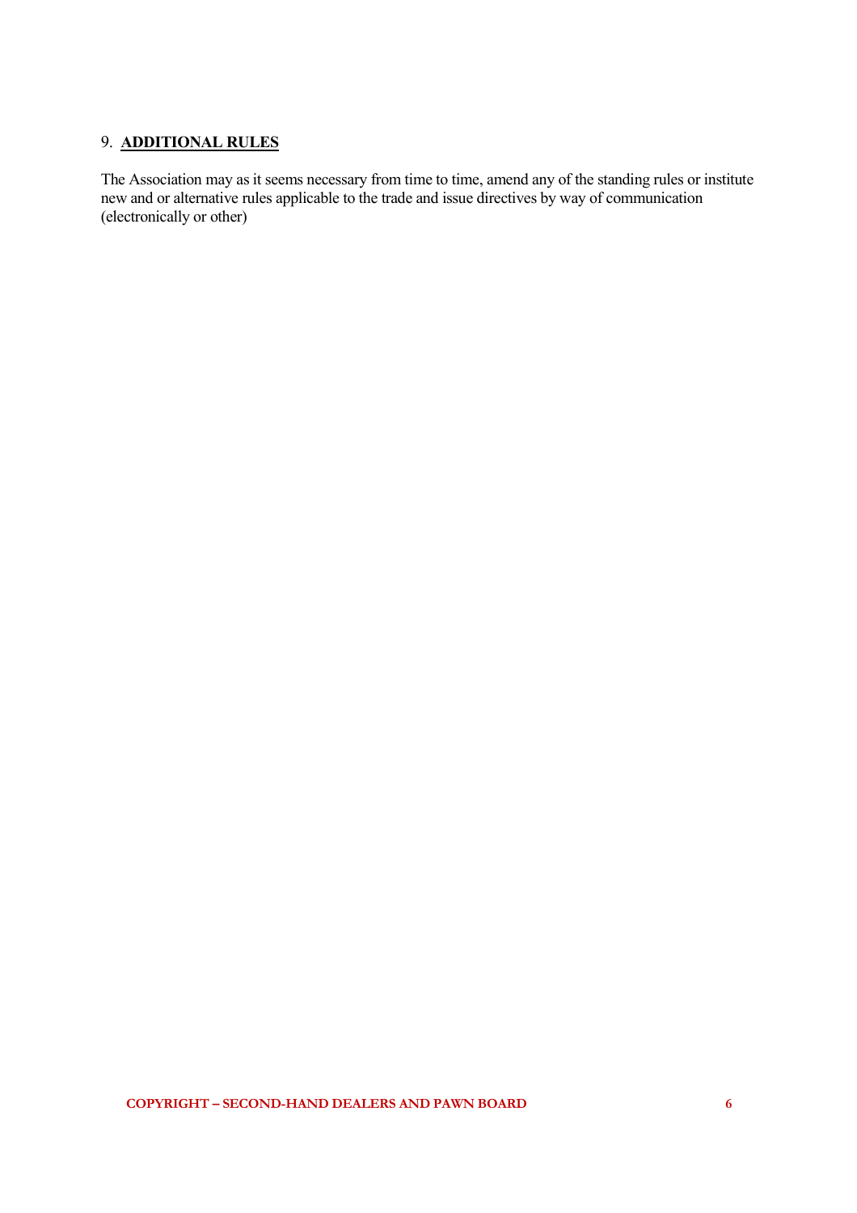## 9. **ADDITIONAL RULES**

The Association may as it seems necessary from time to time, amend any of the standing rules or institute new and or alternative rules applicable to the trade and issue directives by way of communication (electronically or other)